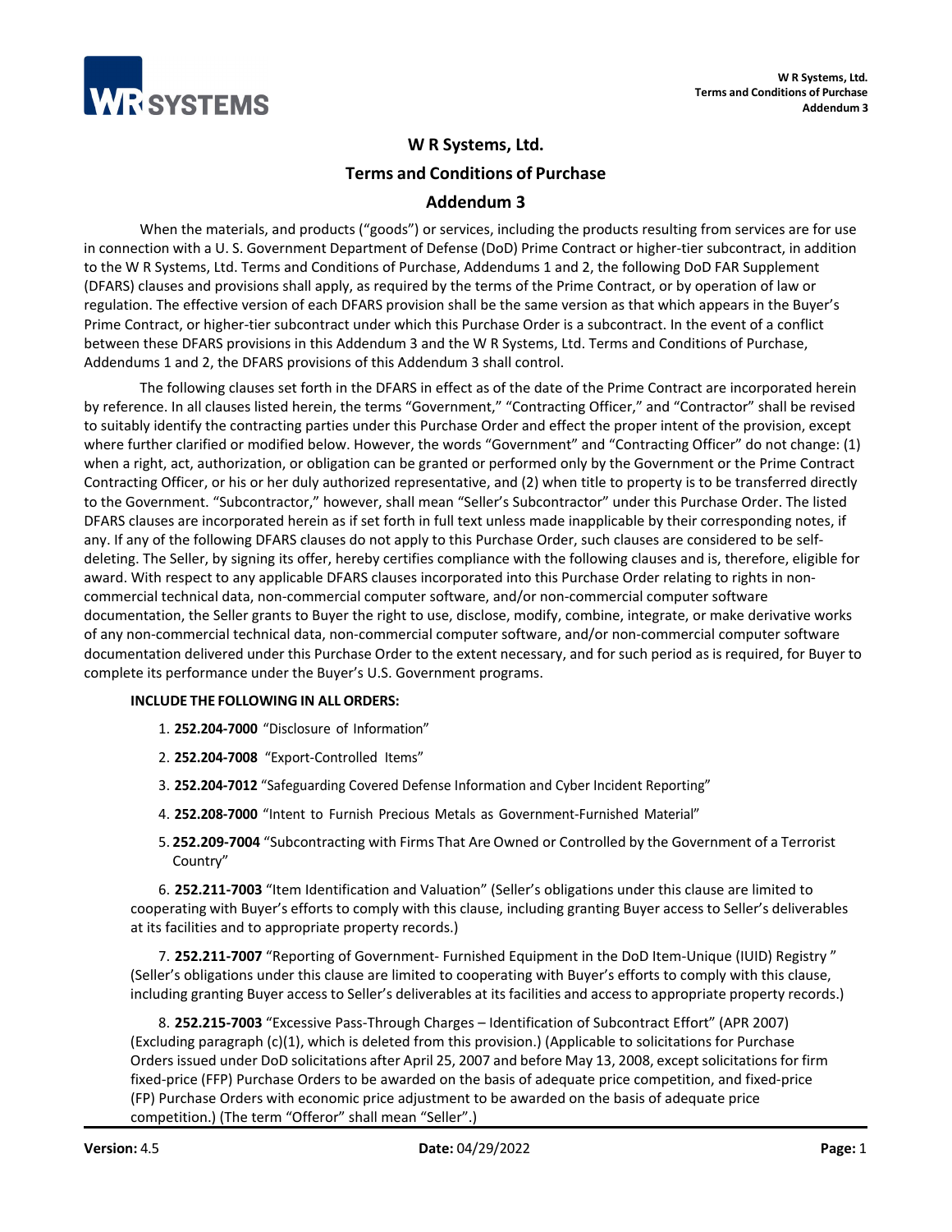# W R Systems, Ltd.

## Terms and Conditions of Purchase

## Addendum 3

When the materials, and products ("goods") or services, including the products resulting from services are for use in connection with a U. S. Government Department of Defense (DoD) Prime Contract or higher-tier subcontract, in addition to the W R Systems, Ltd. Terms and Conditions of Purchase, Addendums 1 and 2, the following DoD FAR Supplement (DFARS) clauses and provisions shall apply, as required by the terms of the Prime Contract, or by operation of law or regulation. The effective version of each DFARS provision shall be the same version as that which appears in the Buyer's Prime Contract, or higher-tier subcontract under which this Purchase Order is a subcontract. In the event of a conflict between these DFARS provisions in this Addendum 3 and the W R Systems, Ltd. Terms and Conditions of Purchase, Addendums 1 and 2, the DFARS provisions of this Addendum 3 shall control.

The following clauses set forth in the DFARS in effect as of the date of the Prime Contract are incorporated herein by reference. In all clauses listed herein, the terms "Government," "Contracting Officer," and "Contractor" shall be revised to suitably identify the contracting parties under this Purchase Order and effect the proper intent of the provision, except where further clarified or modified below. However, the words "Government" and "Contracting Officer" do not change: (1) when a right, act, authorization, or obligation can be granted or performed only by the Government or the Prime Contract Contracting Officer, or his or her duly authorized representative, and (2) when title to property is to be transferred directly to the Government. "Subcontractor," however, shall mean "Seller's Subcontractor" under this Purchase Order. The listed DFARS clauses are incorporated herein as if set forth in full text unless made inapplicable by their corresponding notes, if any. If any of the following DFARS clauses do not apply to this Purchase Order, such clauses are considered to be self-deleting. The Seller, by signing its offer, hereby certifies compliance with the following clauses and is, therefore, eligible for award. With respect to any applicable DFARS clauses incorporated into this Purchase Order relating to rights in non-commercial technical data, non-commercial computer software, and/or non-commercial computer software documentation, the Seller grants to Buyer the right to use, disclose, modify, combine, integrate, or make derivative works of any non-commercial technical data, non-commercial computer software, and/or non-commercial computer software documentation delivered under this Purchase Order to the extent necessary, and for such period as is required, for Buyer to complete its performance under the Buyer's U.S. Government programs.

**INCLUDE THE FOLLOWING IN ALL ORDERS:**

1. **252.204-7000** "Disclosure of Information"
2. **252.204-7008** "Export-Controlled Items"
3. **252.204-7012** "Safeguarding Covered Defense Information and Cyber Incident Reporting"
4. **252.208-7000** "Intent to Furnish Precious Metals as Government-Furnished Material"
5. **252.209-7004** "Subcontracting with Firms That Are Owned or Controlled by the Government of a Terrorist Country"
6. **252.211-7003** "Item Identification and Valuation" (Seller's obligations under this clause are limited to cooperating with Buyer's efforts to comply with this clause, including granting Buyer access to Seller's deliverables at its facilities and to appropriate property records.)
7. **252.211-7007** "Reporting of Government- Furnished Equipment in the DoD Item-Unique (IUID) Registry " (Seller's obligations under this clause are limited to cooperating with Buyer's efforts to comply with this clause, including granting Buyer access to Seller's deliverables at its facilities and access to appropriate property records.)
8. **252.215-7003** "Excessive Pass-Through Charges – Identification of Subcontract Effort" (APR 2007) (Excluding paragraph (c)(1), which is deleted from this provision.) (Applicable to solicitations for Purchase Orders issued under DoD solicitations after April 25, 2007 and before May 13, 2008, except solicitations for firm fixed-price (FFP) Purchase Orders to be awarded on the basis of adequate price competition, and fixed-price (FP) Purchase Orders with economic price adjustment to be awarded on the basis of adequate price competition.) (The term "Offeror" shall mean "Seller".)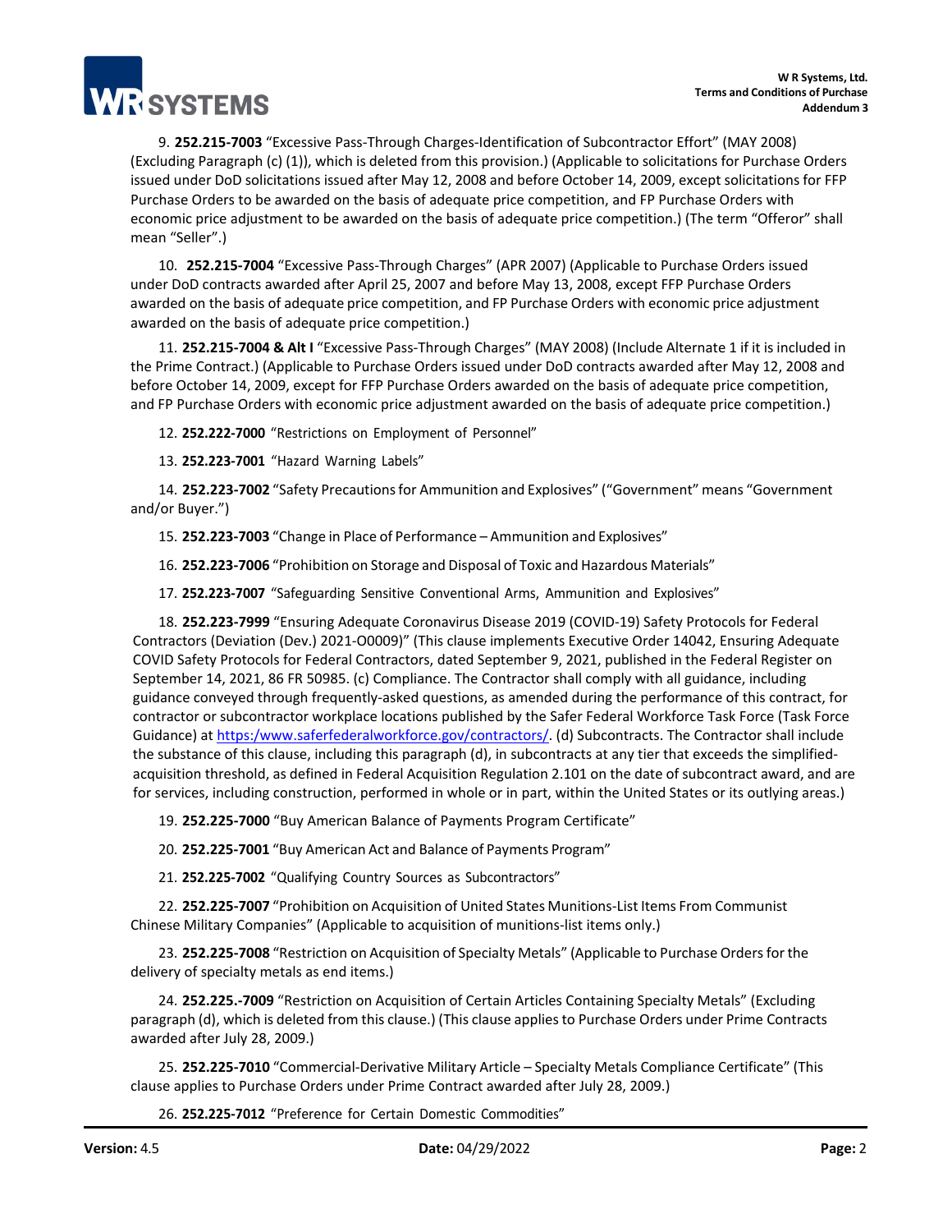9. **252.215-7003** “Excessive Pass-Through Charges-Identification of Subcontractor Effort” (MAY 2008) (Excluding Paragraph (c) (1)), which is deleted from this provision.) (Applicable to solicitations for Purchase Orders issued under DoD solicitations issued after May 12, 2008 and before October 14, 2009, except solicitations for FFP Purchase Orders to be awarded on the basis of adequate price competition, and FP Purchase Orders with economic price adjustment to be awarded on the basis of adequate price competition.) (The term “Offeror” shall mean “Seller”.)

10. **252.215-7004** “Excessive Pass-Through Charges” (APR 2007) (Applicable to Purchase Orders issued under DoD contracts awarded after April 25, 2007 and before May 13, 2008, except FFP Purchase Orders awarded on the basis of adequate price competition, and FP Purchase Orders with economic price adjustment awarded on the basis of adequate price competition.)

11. **252.215-7004 & Alt I** “Excessive Pass-Through Charges” (MAY 2008) (Include Alternate 1 if it is included in the Prime Contract.) (Applicable to Purchase Orders issued under DoD contracts awarded after May 12, 2008 and before October 14, 2009, except for FFP Purchase Orders awarded on the basis of adequate price competition, and FP Purchase Orders with economic price adjustment awarded on the basis of adequate price competition.)

12. **252.222-7000** “Restrictions on Employment of Personnel”

13. **252.223-7001** “Hazard Warning Labels”

14. **252.223-7002** “Safety Precautions for Ammunition and Explosives” (“Government” means “Government and/or Buyer.”)

15. **252.223-7003** “Change in Place of Performance – Ammunition and Explosives”

16. **252.223-7006** “Prohibition on Storage and Disposal of Toxic and Hazardous Materials”

17. **252.223-7007** “Safeguarding Sensitive Conventional Arms, Ammunition and Explosives”

18. **252.223-7999** “Ensuring Adequate Coronavirus Disease 2019 (COVID-19) Safety Protocols for Federal Contractors (Deviation (Dev.) 2021-O0009)” (This clause implements Executive Order 14042, Ensuring Adequate COVID Safety Protocols for Federal Contractors, dated September 9, 2021, published in the Federal Register on September 14, 2021, 86 FR 50985. (c) Compliance. The Contractor shall comply with all guidance, including guidance conveyed through frequently-asked questions, as amended during the performance of this contract, for contractor or subcontractor workplace locations published by the Safer Federal Workforce Task Force (Task Force Guidance) at [https:/www.saferfederalworkforce.gov/contractors/](https:/www.saferfederalworkforce.gov/contractors/). (d) Subcontracts. The Contractor shall include the substance of this clause, including this paragraph (d), in subcontracts at any tier that exceeds the simplified-acquisition threshold, as defined in Federal Acquisition Regulation 2.101 on the date of subcontract award, and are for services, including construction, performed in whole or in part, within the United States or its outlying areas.)

19. **252.225-7000** “Buy American Balance of Payments Program Certificate”

20. **252.225-7001** “Buy American Act and Balance of Payments Program”

21. **252.225-7002** “Qualifying Country Sources as Subcontractors”

22. **252.225-7007** “Prohibition on Acquisition of United States Munitions-List Items From Communist Chinese Military Companies” (Applicable to acquisition of munitions-list items only.)

23. **252.225-7008** “Restriction on Acquisition of Specialty Metals” (Applicable to Purchase Orders for the delivery of specialty metals as end items.)

24. **252.225.-7009** “Restriction on Acquisition of Certain Articles Containing Specialty Metals” (Excluding paragraph (d), which is deleted from this clause.) (This clause applies to Purchase Orders under Prime Contracts awarded after July 28, 2009.)

25. **252.225-7010** “Commercial-Derivative Military Article – Specialty Metals Compliance Certificate” (This clause applies to Purchase Orders under Prime Contract awarded after July 28, 2009.)

26. **252.225-7012** “Preference for Certain Domestic Commodities”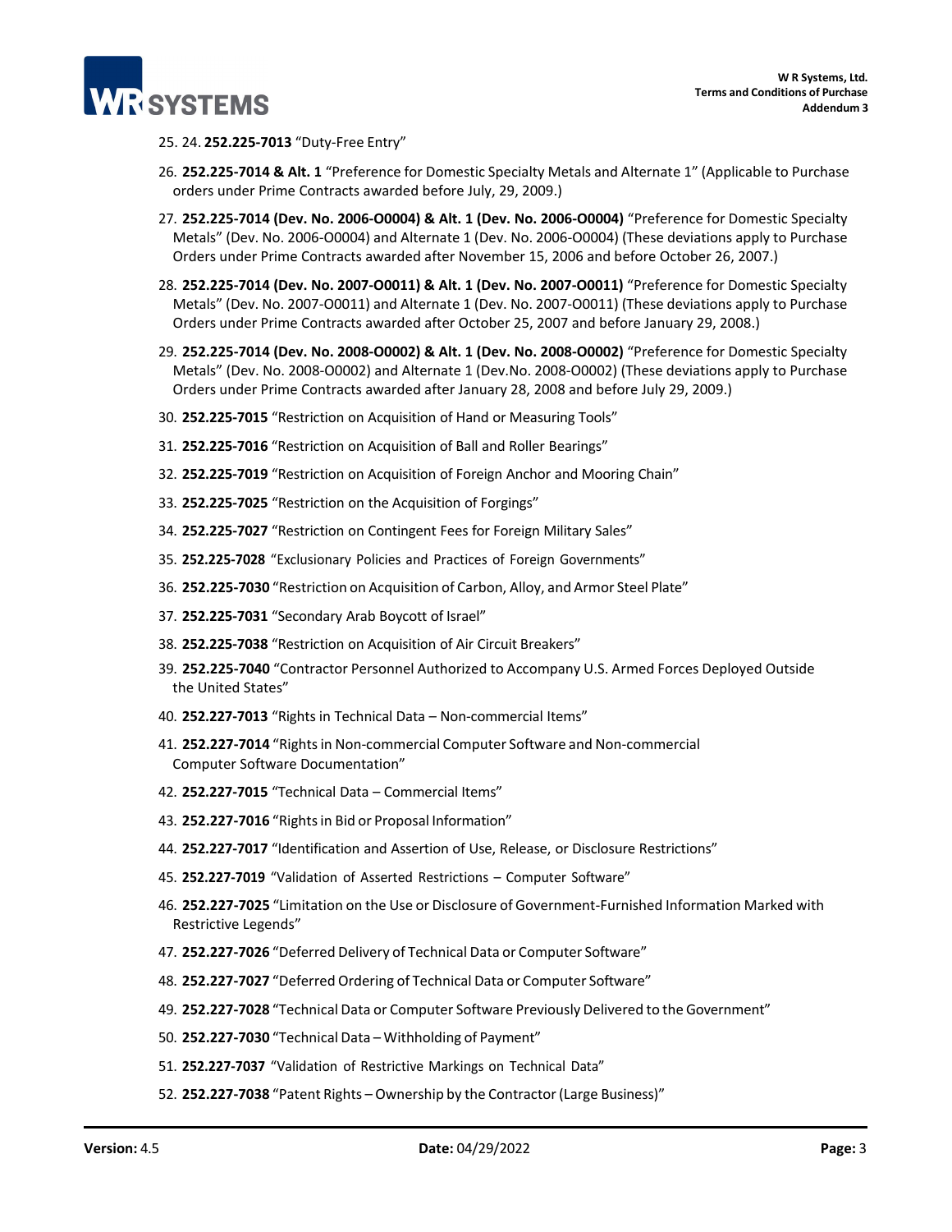25. 24. **252.225-7013** “Duty-Free Entry”
26. **252.225-7014 & Alt. 1** “Preference for Domestic Specialty Metals and Alternate 1” (Applicable to Purchase orders under Prime Contracts awarded before July, 29, 2009.)
27. **252.225-7014 (Dev. No. 2006-O0004) & Alt. 1 (Dev. No. 2006-O0004)** “Preference for Domestic Specialty Metals” (Dev. No. 2006-O0004) and Alternate 1 (Dev. No. 2006-O0004) (These deviations apply to Purchase Orders under Prime Contracts awarded after November 15, 2006 and before October 26, 2007.)
28. **252.225-7014 (Dev. No. 2007-O0011) & Alt. 1 (Dev. No. 2007-O0011)** “Preference for Domestic Specialty Metals” (Dev. No. 2007-O0011) and Alternate 1 (Dev. No. 2007-O0011) (These deviations apply to Purchase Orders under Prime Contracts awarded after October 25, 2007 and before January 29, 2008.)
29. **252.225-7014 (Dev. No. 2008-O0002) & Alt. 1 (Dev. No. 2008-O0002)** “Preference for Domestic Specialty Metals” (Dev. No. 2008-O0002) and Alternate 1 (Dev.No. 2008-O0002) (These deviations apply to Purchase Orders under Prime Contracts awarded after January 28, 2008 and before July 29, 2009.)
30. **252.225-7015** “Restriction on Acquisition of Hand or Measuring Tools”
31. **252.225-7016** “Restriction on Acquisition of Ball and Roller Bearings”
32. **252.225-7019** “Restriction on Acquisition of Foreign Anchor and Mooring Chain”
33. **252.225-7025** “Restriction on the Acquisition of Forgings”
34. **252.225-7027** “Restriction on Contingent Fees for Foreign Military Sales”
35. **252.225-7028** “Exclusionary Policies and Practices of Foreign Governments”
36. **252.225-7030** “Restriction on Acquisition of Carbon, Alloy, and Armor Steel Plate”
37. **252.225-7031** “Secondary Arab Boycott of Israel”
38. **252.225-7038** “Restriction on Acquisition of Air Circuit Breakers”
39. **252.225-7040** “Contractor Personnel Authorized to Accompany U.S. Armed Forces Deployed Outside the United States”
40. **252.227-7013** “Rights in Technical Data – Non-commercial Items”
41. **252.227-7014** “Rights in Non-commercial Computer Software and Non-commercial Computer Software Documentation”
42. **252.227-7015** “Technical Data – Commercial Items”
43. **252.227-7016** “Rights in Bid or Proposal Information”
44. **252.227-7017** “Identification and Assertion of Use, Release, or Disclosure Restrictions”
45. **252.227-7019** “Validation of Asserted Restrictions – Computer Software”
46. **252.227-7025** “Limitation on the Use or Disclosure of Government-Furnished Information Marked with Restrictive Legends”
47. **252.227-7026** “Deferred Delivery of Technical Data or Computer Software”
48. **252.227-7027** “Deferred Ordering of Technical Data or Computer Software”
49. **252.227-7028** “Technical Data or Computer Software Previously Delivered to the Government”
50. **252.227-7030** “Technical Data – Withholding of Payment”
51. **252.227-7037** “Validation of Restrictive Markings on Technical Data”
52. **252.227-7038** “Patent Rights – Ownership by the Contractor (Large Business)”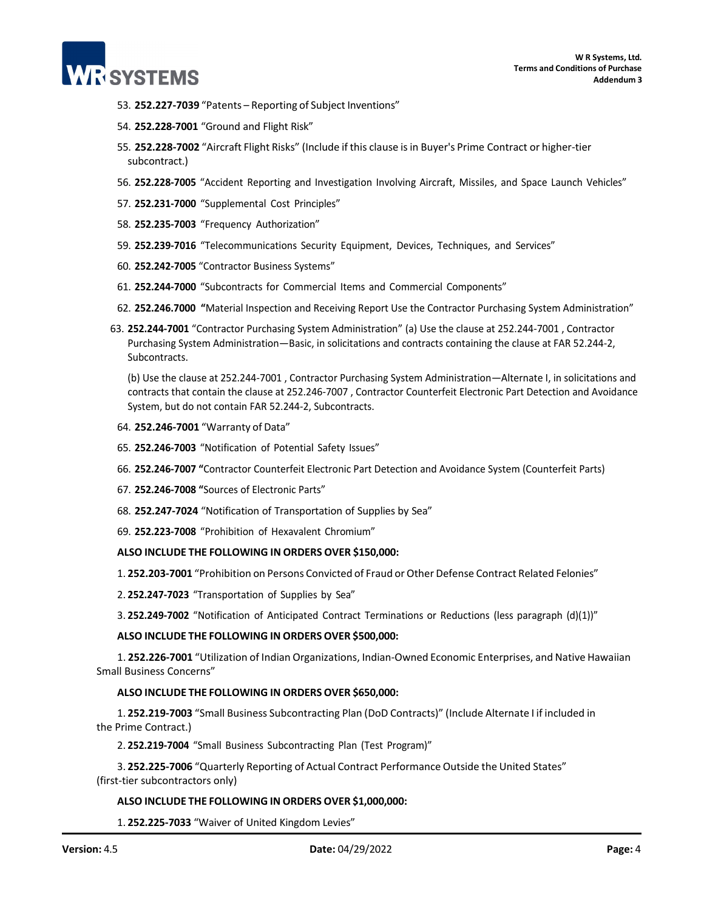53. **252.227-7039** "Patents – Reporting of Subject Inventions"
54. **252.228-7001** "Ground and Flight Risk"
55. **252.228-7002** "Aircraft Flight Risks" (Include if this clause is in Buyer's Prime Contract or higher-tier subcontract.)
56. **252.228-7005** "Accident Reporting and Investigation Involving Aircraft, Missiles, and Space Launch Vehicles"
57. **252.231-7000** "Supplemental Cost Principles"
58. **252.235-7003** "Frequency Authorization"
59. **252.239-7016** "Telecommunications Security Equipment, Devices, Techniques, and Services"
60. **252.242-7005** "Contractor Business Systems"
61. **252.244-7000** "Subcontracts for Commercial Items and Commercial Components"
62. **252.246.7000 "**Material Inspection and Receiving Report Use the Contractor Purchasing System Administration"
63. **252.244-7001** "Contractor Purchasing System Administration" (a) Use the clause at 252.244-7001 , Contractor Purchasing System Administration—Basic, in solicitations and contracts containing the clause at FAR 52.244-2, Subcontracts.

    (b) Use the clause at 252.244-7001 , Contractor Purchasing System Administration—Alternate I, in solicitations and contracts that contain the clause at 252.246-7007 , Contractor Counterfeit Electronic Part Detection and Avoidance System, but do not contain FAR 52.244-2, Subcontracts.
64. **252.246-7001** "Warranty of Data"
65. **252.246-7003** "Notification of Potential Safety Issues"
66. **252.246-7007 "**Contractor Counterfeit Electronic Part Detection and Avoidance System (Counterfeit Parts)
67. **252.246-7008 "**Sources of Electronic Parts"
68. **252.247-7024** "Notification of Transportation of Supplies by Sea"
69. **252.223-7008** "Prohibition of Hexavalent Chromium"

**ALSO INCLUDE THE FOLLOWING IN ORDERS OVER $150,000:**

1. **252.203-7001** "Prohibition on Persons Convicted of Fraud or Other Defense Contract Related Felonies"
2. **252.247-7023** "Transportation of Supplies by Sea"
3. **252.249-7002** "Notification of Anticipated Contract Terminations or Reductions (less paragraph (d)(1))"

**ALSO INCLUDE THE FOLLOWING IN ORDERS OVER $500,000:**

1. **252.226-7001** "Utilization of Indian Organizations, Indian-Owned Economic Enterprises, and Native Hawaiian Small Business Concerns"

**ALSO INCLUDE THE FOLLOWING IN ORDERS OVER $650,000:**

1. **252.219-7003** "Small Business Subcontracting Plan (DoD Contracts)" (Include Alternate I if included in the Prime Contract.)
2. **252.219-7004** "Small Business Subcontracting Plan (Test Program)"
3. **252.225-7006** "Quarterly Reporting of Actual Contract Performance Outside the United States" (first-tier subcontractors only)

**ALSO INCLUDE THE FOLLOWING IN ORDERS OVER $1,000,000:**

1. **252.225-7033** "Waiver of United Kingdom Levies"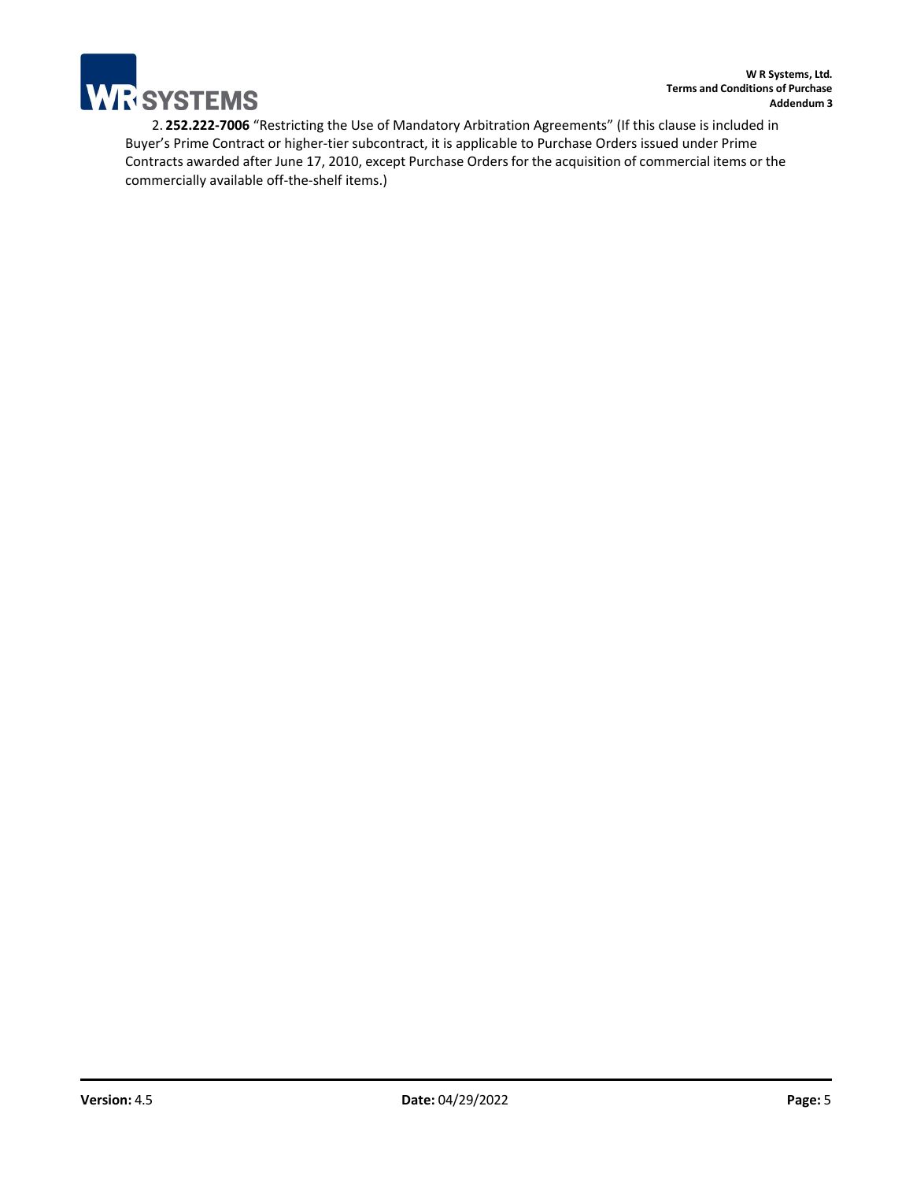2. **252.222-7006** "Restricting the Use of Mandatory Arbitration Agreements" (If this clause is included in Buyer's Prime Contract or higher-tier subcontract, it is applicable to Purchase Orders issued under Prime Contracts awarded after June 17, 2010, except Purchase Orders for the acquisition of commercial items or the commercially available off-the-shelf items.)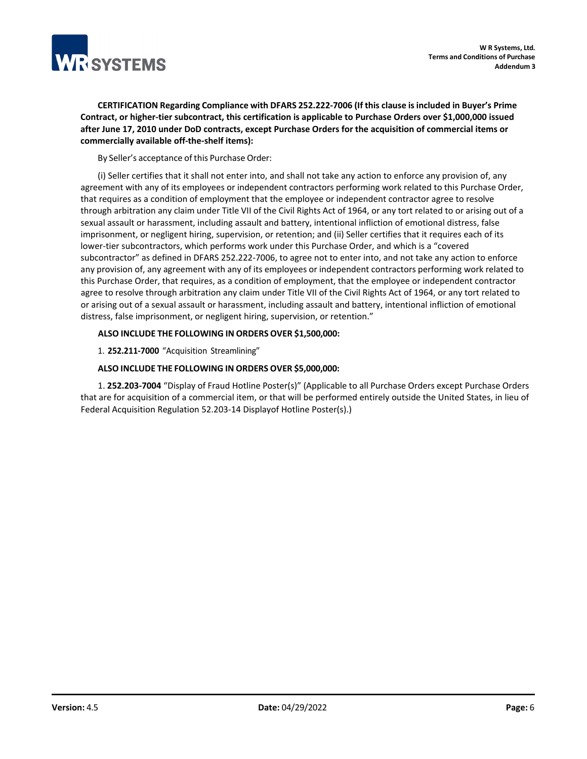**CERTIFICATION Regarding Compliance with DFARS 252.222-7006 (If this clause is included in Buyer's Prime Contract, or higher-tier subcontract, this certification is applicable to Purchase Orders over $1,000,000 issued after June 17, 2010 under DoD contracts, except Purchase Orders for the acquisition of commercial items or commercially available off-the-shelf items):**

By Seller's acceptance of this Purchase Order:

(i) Seller certifies that it shall not enter into, and shall not take any action to enforce any provision of, any agreement with any of its employees or independent contractors performing work related to this Purchase Order, that requires as a condition of employment that the employee or independent contractor agree to resolve through arbitration any claim under Title VII of the Civil Rights Act of 1964, or any tort related to or arising out of a sexual assault or harassment, including assault and battery, intentional infliction of emotional distress, false imprisonment, or negligent hiring, supervision, or retention; and (ii) Seller certifies that it requires each of its lower-tier subcontractors, which performs work under this Purchase Order, and which is a "covered subcontractor" as defined in DFARS 252.222-7006, to agree not to enter into, and not take any action to enforce any provision of, any agreement with any of its employees or independent contractors performing work related to this Purchase Order, that requires, as a condition of employment, that the employee or independent contractor agree to resolve through arbitration any claim under Title VII of the Civil Rights Act of 1964, or any tort related to or arising out of a sexual assault or harassment, including assault and battery, intentional infliction of emotional distress, false imprisonment, or negligent hiring, supervision, or retention."

**ALSO INCLUDE THE FOLLOWING IN ORDERS OVER $1,500,000:**

1. **252.211-7000** "Acquisition Streamlining"

**ALSO INCLUDE THE FOLLOWING IN ORDERS OVER $5,000,000:**

1. **252.203-7004** "Display of Fraud Hotline Poster(s)" (Applicable to all Purchase Orders except Purchase Orders that are for acquisition of a commercial item, or that will be performed entirely outside the United States, in lieu of Federal Acquisition Regulation 52.203-14 Displayof Hotline Poster(s).)